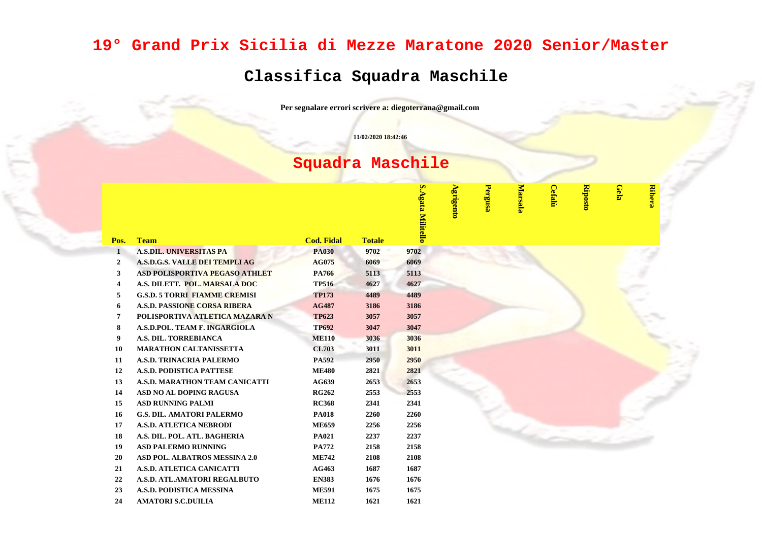# 19° Grand Prix Sicilia di Mezze Maratone 2020 Senior/Master

## Classifica Squadra Maschile

**Per segnalare errori scrivere a: diegoterrana@gmail.com**

11/02/2020 18:42:46

## Squadra Maschile

| Pos. | Team | Cod. Fidal | Totale | S.Agata Militello | Agrigento | Pergusa | Marsala | Cefalù | Riposto | Gela | Ribera |
|---|---|---|---|---|---|---|---|---|---|---|---|
| 1 | A.S.DIL. UNIVERSITAS PA | PA030 | 9702 | 9702 | | | | | | | |
| 2 | A.S.D.G.S. VALLE DEI TEMPLI AG | AG075 | 6069 | 6069 | | | | | | | |
| 3 | ASD POLISPORTIVA PEGASO ATHLET | PA766 | 5113 | 5113 | | | | | | | |
| 4 | A.S. DILETT. POL. MARSALA DOC | TP516 | 4627 | 4627 | | | | | | | |
| 5 | G.S.D. 5 TORRI FIAMME CREMISI | TP173 | 4489 | 4489 | | | | | | | |
| 6 | A.S.D. PASSIONE CORSA RIBERA | AG487 | 3186 | 3186 | | | | | | | |
| 7 | POLISPORTIVA ATLETICA MAZARA N | TP623 | 3057 | 3057 | | | | | | | |
| 8 | A.S.D.POL. TEAM F. INGARGIOLA | TP692 | 3047 | 3047 | | | | | | | |
| 9 | A.S. DIL. TORREBIANCA | ME110 | 3036 | 3036 | | | | | | | |
| 10 | MARATHON CALTANISSETTA | CL703 | 3011 | 3011 | | | | | | | |
| 11 | A.S.D. TRINACRIA PALERMO | PA592 | 2950 | 2950 | | | | | | | |
| 12 | A.S.D. PODISTICA PATTESE | ME480 | 2821 | 2821 | | | | | | | |
| 13 | A.S.D. MARATHON TEAM CANICATTI | AG639 | 2653 | 2653 | | | | | | | |
| 14 | ASD NO AL DOPING RAGUSA | RG262 | 2553 | 2553 | | | | | | | |
| 15 | ASD RUNNING PALMI | RC368 | 2341 | 2341 | | | | | | | |
| 16 | G.S. DIL. AMATORI PALERMO | PA018 | 2260 | 2260 | | | | | | | |
| 17 | A.S.D. ATLETICA NEBRODI | ME659 | 2256 | 2256 | | | | | | | |
| 18 | A.S. DIL. POL. ATL. BAGHERIA | PA021 | 2237 | 2237 | | | | | | | |
| 19 | ASD PALERMO RUNNING | PA772 | 2158 | 2158 | | | | | | | |
| 20 | ASD POL. ALBATROS MESSINA 2.0 | ME742 | 2108 | 2108 | | | | | | | |
| 21 | A.S.D. ATLETICA CANICATTI | AG463 | 1687 | 1687 | | | | | | | |
| 22 | A.S.D. ATL.AMATORI REGALBUTO | EN383 | 1676 | 1676 | | | | | | | |
| 23 | A.S.D. PODISTICA MESSINA | ME591 | 1675 | 1675 | | | | | | | |
| 24 | AMATORI S.C.DUILIA | ME112 | 1621 | 1621 | | | | | | | |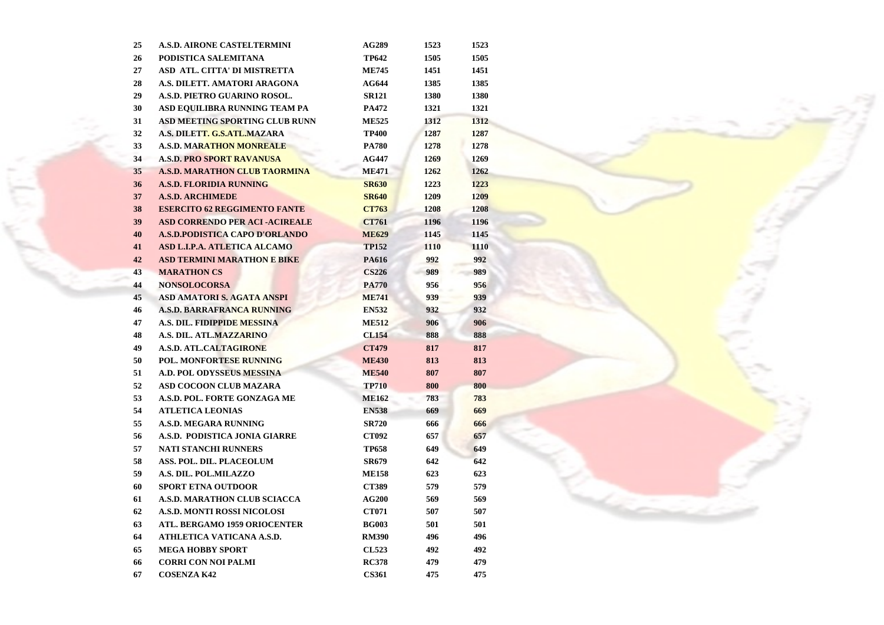| | | | | |
|---|---|---|---|---|
| 25 | A.S.D. AIRONE CASTELTERMINI | AG289 | 1523 | 1523 |
| 26 | PODISTICA SALEMITANA | TP642 | 1505 | 1505 |
| 27 | ASD ATL. CITTA' DI MISTRETTA | ME745 | 1451 | 1451 |
| 28 | A.S. DILETT. AMATORI ARAGONA | AG644 | 1385 | 1385 |
| 29 | A.S.D. PIETRO GUARINO ROSOL. | SR121 | 1380 | 1380 |
| 30 | ASD EQUILIBRA RUNNING TEAM PA | PA472 | 1321 | 1321 |
| 31 | ASD MEETING SPORTING CLUB RUNN | ME525 | 1312 | 1312 |
| 32 | A.S. DILETT. G.S.ATL.MAZARA | TP400 | 1287 | 1287 |
| 33 | A.S.D. MARATHON MONREALE | PA780 | 1278 | 1278 |
| 34 | A.S.D. PRO SPORT RAVANUSA | AG447 | 1269 | 1269 |
| 35 | A.S.D. MARATHON CLUB TAORMINA | ME471 | 1262 | 1262 |
| 36 | A.S.D. FLORIDIA RUNNING | SR630 | 1223 | 1223 |
| 37 | A.S.D. ARCHIMEDE | SR640 | 1209 | 1209 |
| 38 | ESERCITO 62 REGGIMENTO FANTE | CT763 | 1208 | 1208 |
| 39 | ASD CORRENDO PER ACI -ACIREALE | CT761 | 1196 | 1196 |
| 40 | A.S.D.PODISTICA CAPO D'ORLANDO | ME629 | 1145 | 1145 |
| 41 | ASD L.I.P.A. ATLETICA ALCAMO | TP152 | 1110 | 1110 |
| 42 | ASD TERMINI MARATHON E BIKE | PA616 | 992 | 992 |
| 43 | MARATHON CS | CS226 | 989 | 989 |
| 44 | NONSOLOCORSA | PA770 | 956 | 956 |
| 45 | ASD AMATORI S. AGATA ANSPI | ME741 | 939 | 939 |
| 46 | A.S.D. BARRAFRANCA RUNNING | EN532 | 932 | 932 |
| 47 | A.S. DIL. FIDIPPIDE MESSINA | ME512 | 906 | 906 |
| 48 | A.S. DIL. ATL.MAZZARINO | CL154 | 888 | 888 |
| 49 | A.S.D. ATL.CALTAGIRONE | CT479 | 817 | 817 |
| 50 | POL. MONFORTESE RUNNING | ME430 | 813 | 813 |
| 51 | A.D. POL ODYSSEUS MESSINA | ME540 | 807 | 807 |
| 52 | ASD COCOON CLUB MAZARA | TP710 | 800 | 800 |
| 53 | A.S.D. POL. FORTE GONZAGA ME | ME162 | 783 | 783 |
| 54 | ATLETICA LEONIAS | EN538 | 669 | 669 |
| 55 | A.S.D. MEGARA RUNNING | SR720 | 666 | 666 |
| 56 | A.S.D. PODISTICA JONIA GIARRE | CT092 | 657 | 657 |
| 57 | NATI STANCHI RUNNERS | TP658 | 649 | 649 |
| 58 | ASS. POL. DIL. PLACEOLUM | SR679 | 642 | 642 |
| 59 | A.S. DIL. POL.MILAZZO | ME158 | 623 | 623 |
| 60 | SPORT ETNA OUTDOOR | CT389 | 579 | 579 |
| 61 | A.S.D. MARATHON CLUB SCIACCA | AG200 | 569 | 569 |
| 62 | A.S.D. MONTI ROSSI NICOLOSI | CT071 | 507 | 507 |
| 63 | ATL. BERGAMO 1959 ORIOCENTER | BG003 | 501 | 501 |
| 64 | ATHLETICA VATICANA A.S.D. | RM390 | 496 | 496 |
| 65 | MEGA HOBBY SPORT | CL523 | 492 | 492 |
| 66 | CORRI CON NOI PALMI | RC378 | 479 | 479 |
| 67 | COSENZA K42 | CS361 | 475 | 475 |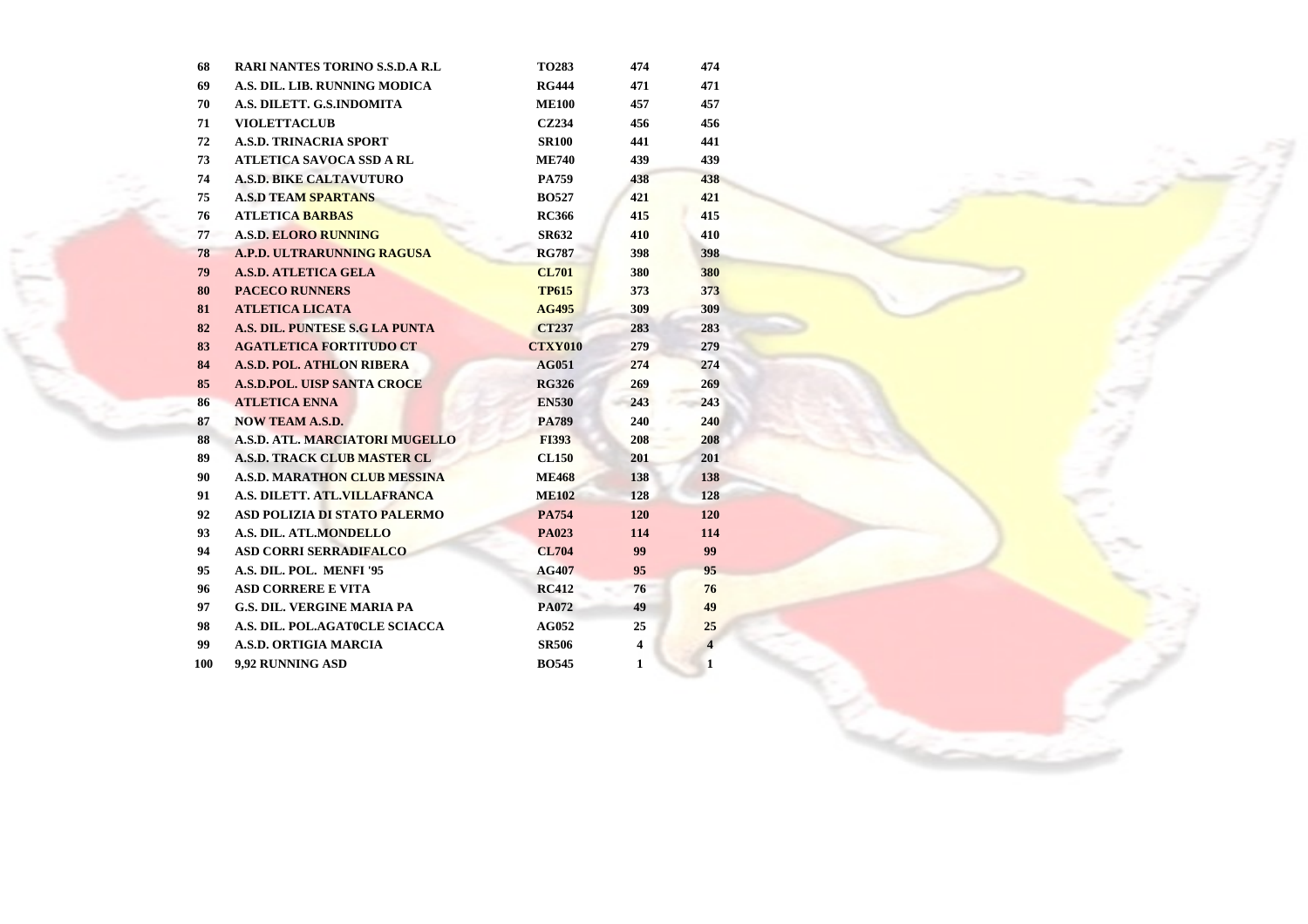| | | | | |
|---|---|---|---|---|
| 68 | RARI NANTES TORINO S.S.D.A R.L | TO283 | 474 | 474 |
| 69 | A.S. DIL. LIB. RUNNING MODICA | RG444 | 471 | 471 |
| 70 | A.S. DILETT. G.S.INDOMITA | ME100 | 457 | 457 |
| 71 | VIOLETTACLUB | CZ234 | 456 | 456 |
| 72 | A.S.D. TRINACRIA SPORT | SR100 | 441 | 441 |
| 73 | ATLETICA SAVOCA SSD A RL | ME740 | 439 | 439 |
| 74 | A.S.D. BIKE CALTAVUTURO | PA759 | 438 | 438 |
| 75 | A.S.D TEAM SPARTANS | BO527 | 421 | 421 |
| 76 | ATLETICA BARBAS | RC366 | 415 | 415 |
| 77 | A.S.D. ELORO RUNNING | SR632 | 410 | 410 |
| 78 | A.P.D. ULTRARUNNING RAGUSA | RG787 | 398 | 398 |
| 79 | A.S.D. ATLETICA GELA | CL701 | 380 | 380 |
| 80 | PACECO RUNNERS | TP615 | 373 | 373 |
| 81 | ATLETICA LICATA | AG495 | 309 | 309 |
| 82 | A.S. DIL. PUNTESE S.G LA PUNTA | CT237 | 283 | 283 |
| 83 | AGATLETICA FORTITUDO CT | CTXY010 | 279 | 279 |
| 84 | A.S.D. POL. ATHLON RIBERA | AG051 | 274 | 274 |
| 85 | A.S.D.POL. UISP SANTA CROCE | RG326 | 269 | 269 |
| 86 | ATLETICA ENNA | EN530 | 243 | 243 |
| 87 | NOW TEAM A.S.D. | PA789 | 240 | 240 |
| 88 | A.S.D. ATL. MARCIATORI MUGELLO | FI393 | 208 | 208 |
| 89 | A.S.D. TRACK CLUB MASTER CL | CL150 | 201 | 201 |
| 90 | A.S.D. MARATHON CLUB MESSINA | ME468 | 138 | 138 |
| 91 | A.S. DILETT. ATL.VILLAFRANCA | ME102 | 128 | 128 |
| 92 | ASD POLIZIA DI STATO PALERMO | PA754 | 120 | 120 |
| 93 | A.S. DIL. ATL.MONDELLO | PA023 | 114 | 114 |
| 94 | ASD CORRI SERRADIFALCO | CL704 | 99 | 99 |
| 95 | A.S. DIL. POL. MENFI '95 | AG407 | 95 | 95 |
| 96 | ASD CORRERE E VITA | RC412 | 76 | 76 |
| 97 | G.S. DIL. VERGINE MARIA PA | PA072 | 49 | 49 |
| 98 | A.S. DIL. POL.AGAT0CLE SCIACCA | AG052 | 25 | 25 |
| 99 | A.S.D. ORTIGIA MARCIA | SR506 | 4 | 4 |
| 100 | 9,92 RUNNING ASD | BO545 | 1 | 1 |